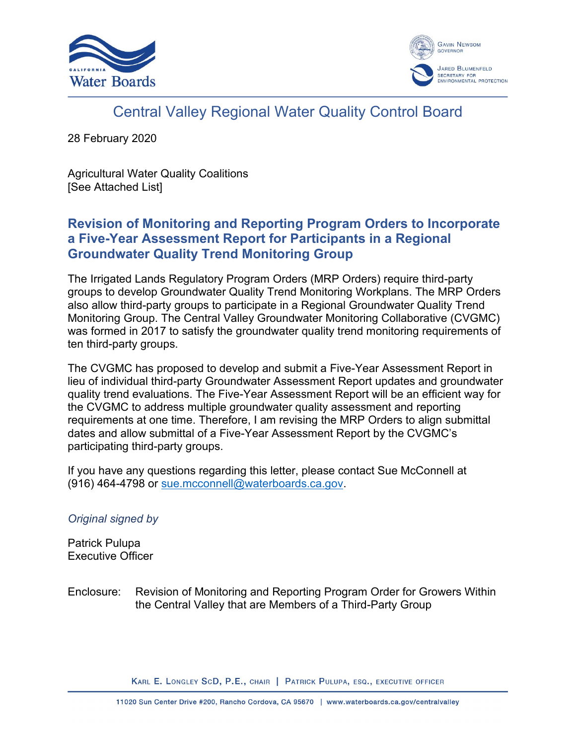Central Valley Regional Water Quality Control Board

28 February 2020

Agricultural Water Quality Coalitions
[See Attached List]

## Revision of Monitoring and Reporting Program Orders to Incorporate a Five-Year Assessment Report for Participants in a Regional Groundwater Quality Trend Monitoring Group

The Irrigated Lands Regulatory Program Orders (MRP Orders) require third-party groups to develop Groundwater Quality Trend Monitoring Workplans. The MRP Orders also allow third-party groups to participate in a Regional Groundwater Quality Trend Monitoring Group. The Central Valley Groundwater Monitoring Collaborative (CVGMC) was formed in 2017 to satisfy the groundwater quality trend monitoring requirements of ten third-party groups.

The CVGMC has proposed to develop and submit a Five-Year Assessment Report in lieu of individual third-party Groundwater Assessment Report updates and groundwater quality trend evaluations. The Five-Year Assessment Report will be an efficient way for the CVGMC to address multiple groundwater quality assessment and reporting requirements at one time. Therefore, I am revising the MRP Orders to align submittal dates and allow submittal of a Five-Year Assessment Report by the CVGMC's participating third-party groups.

If you have any questions regarding this letter, please contact Sue McConnell at (916) 464-4798 or sue.mcconnell@waterboards.ca.gov.

*Original signed by*

Patrick Pulupa
Executive Officer

Enclosure: Revision of Monitoring and Reporting Program Order for Growers Within the Central Valley that are Members of a Third-Party Group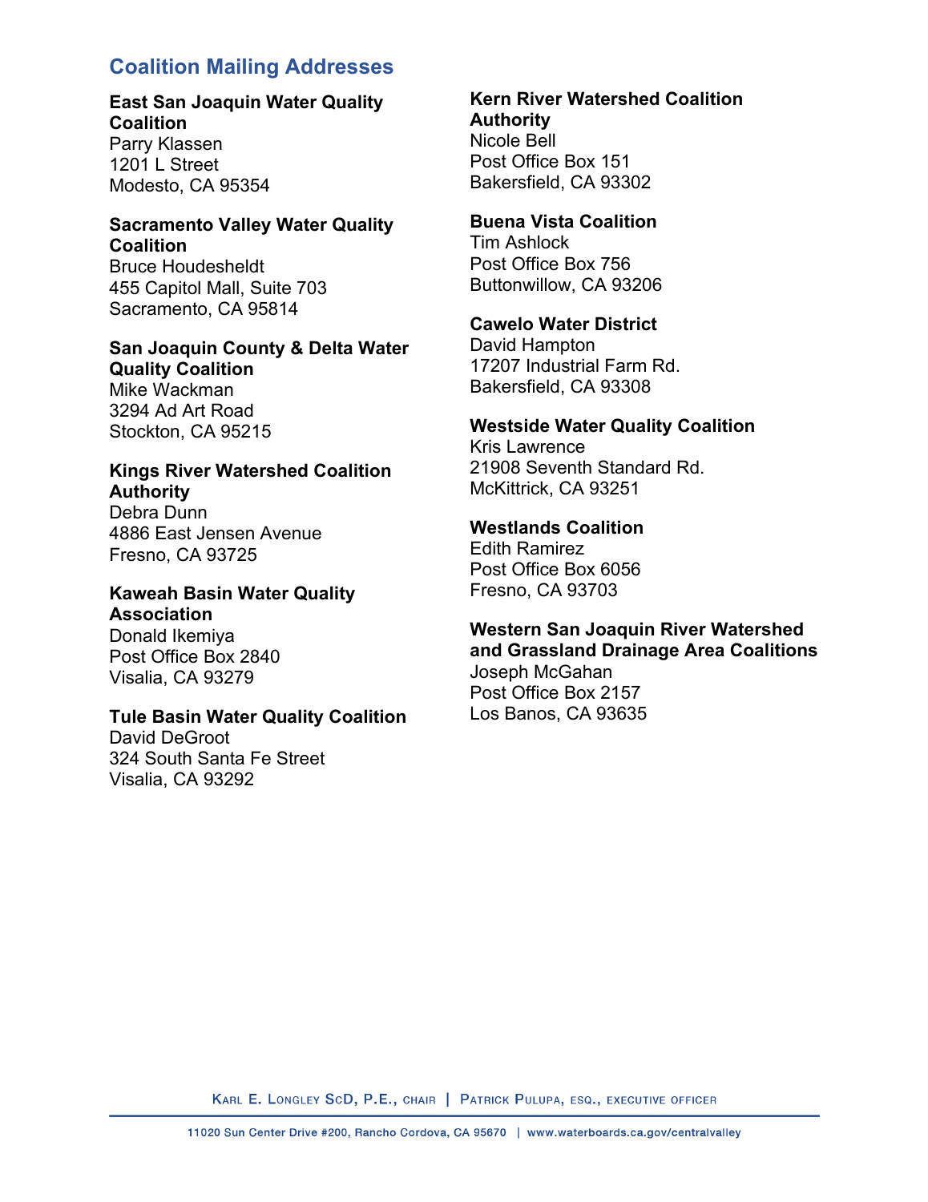## Coalition Mailing Addresses

**East San Joaquin Water Quality Coalition**
Parry Klassen
1201 L Street
Modesto, CA 95354

**Sacramento Valley Water Quality Coalition**
Bruce Houdesheldt
455 Capitol Mall, Suite 703
Sacramento, CA 95814

**San Joaquin County & Delta Water Quality Coalition**
Mike Wackman
3294 Ad Art Road
Stockton, CA 95215

**Kings River Watershed Coalition Authority**
Debra Dunn
4886 East Jensen Avenue
Fresno, CA 93725

**Kaweah Basin Water Quality Association**
Donald Ikemiya
Post Office Box 2840
Visalia, CA 93279

**Tule Basin Water Quality Coalition**
David DeGroot
324 South Santa Fe Street
Visalia, CA 93292

**Kern River Watershed Coalition Authority**
Nicole Bell
Post Office Box 151
Bakersfield, CA 93302

**Buena Vista Coalition**
Tim Ashlock
Post Office Box 756
Buttonwillow, CA 93206

**Cawelo Water District**
David Hampton
17207 Industrial Farm Rd.
Bakersfield, CA 93308

**Westside Water Quality Coalition**
Kris Lawrence
21908 Seventh Standard Rd.
McKittrick, CA 93251

**Westlands Coalition**
Edith Ramirez
Post Office Box 6056
Fresno, CA 93703

**Western San Joaquin River Watershed and Grassland Drainage Area Coalitions**
Joseph McGahan
Post Office Box 2157
Los Banos, CA 93635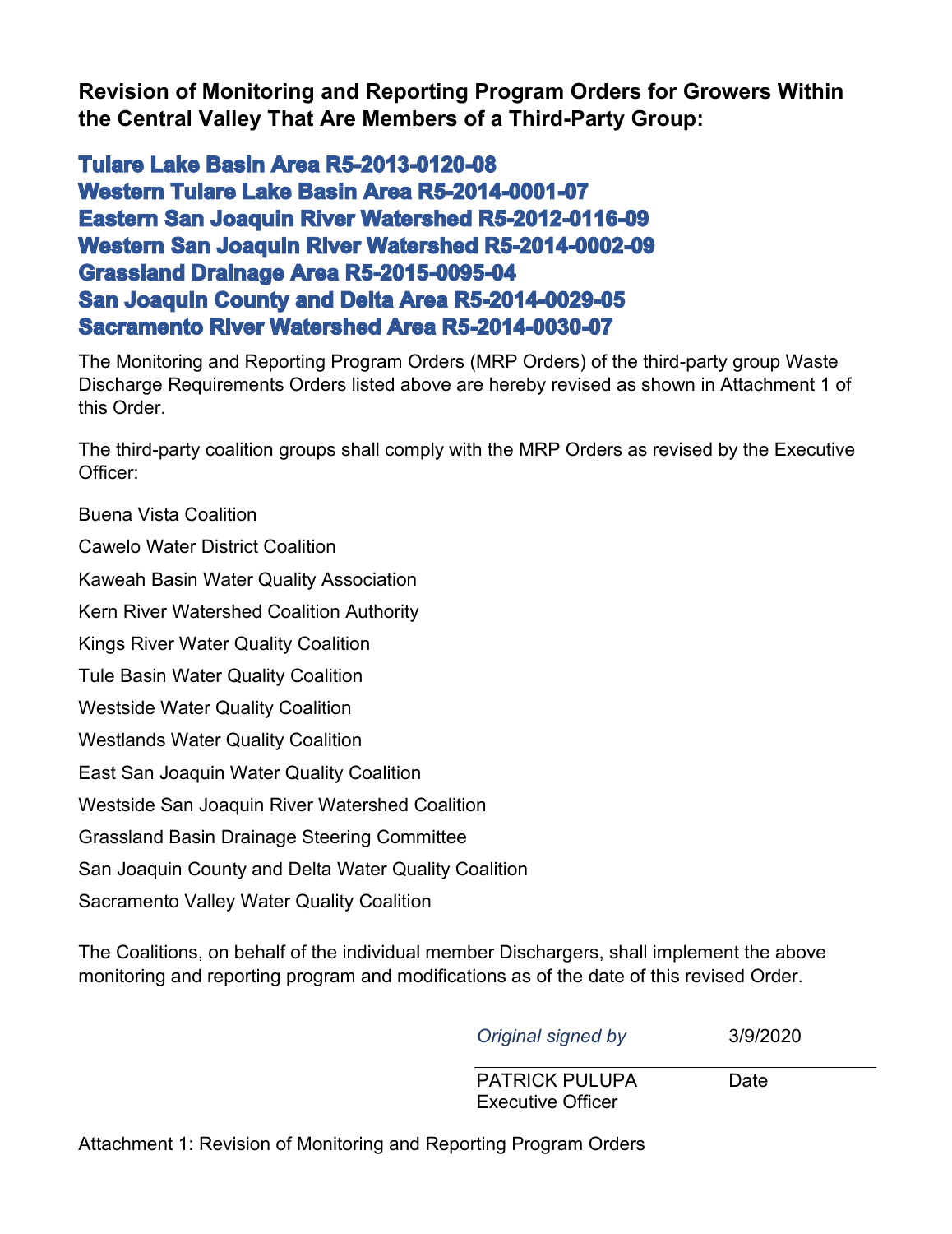# Revision of Monitoring and Reporting Program Orders for Growers Within the Central Valley That Are Members of a Third-Party Group:

## Tulare Lake Basin Area R5-2013-0120-08
## Western Tulare Lake Basin Area R5-2014-0001-07
## Eastern San Joaquin River Watershed R5-2012-0116-09
## Western San Joaquin River Watershed R5-2014-0002-09
## Grassland Drainage Area R5-2015-0095-04
## San Joaquin County and Delta Area R5-2014-0029-05
## Sacramento River Watershed Area R5-2014-0030-07

The Monitoring and Reporting Program Orders (MRP Orders) of the third-party group Waste Discharge Requirements Orders listed above are hereby revised as shown in Attachment 1 of this Order.

The third-party coalition groups shall comply with the MRP Orders as revised by the Executive Officer:

Buena Vista Coalition

Cawelo Water District Coalition

Kaweah Basin Water Quality Association

Kern River Watershed Coalition Authority

Kings River Water Quality Coalition

Tule Basin Water Quality Coalition

Westside Water Quality Coalition

Westlands Water Quality Coalition

East San Joaquin Water Quality Coalition

Westside San Joaquin River Watershed Coalition

Grassland Basin Drainage Steering Committee

San Joaquin County and Delta Water Quality Coalition

Sacramento Valley Water Quality Coalition

The Coalitions, on behalf of the individual member Dischargers, shall implement the above monitoring and reporting program and modifications as of the date of this revised Order.

| *Original signed by* | 3/9/2020 |
|---|---|
| PATRICK PULUPA<br>Executive Officer | Date |

Attachment 1: Revision of Monitoring and Reporting Program Orders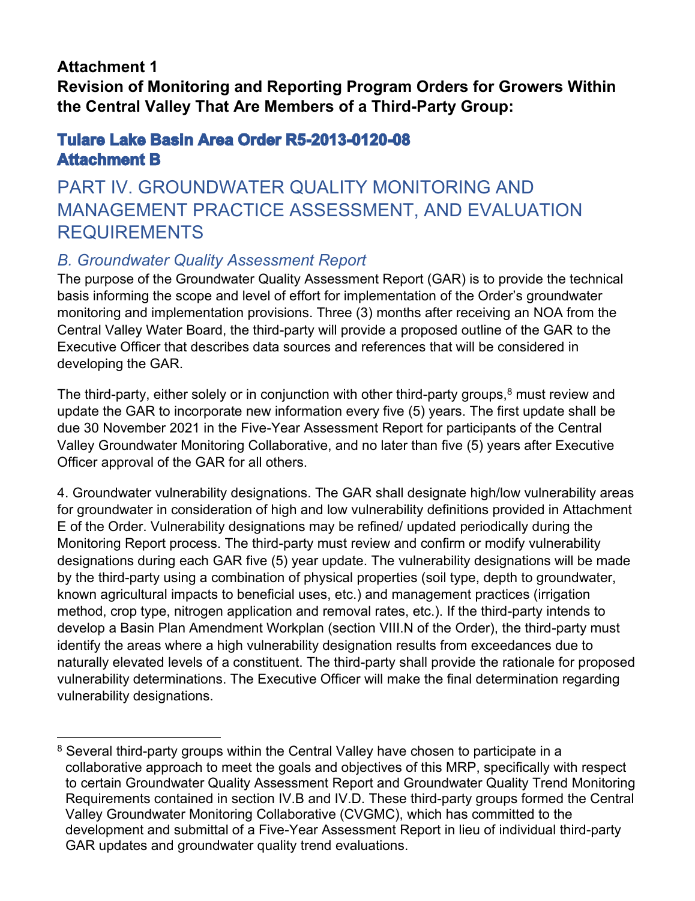**Attachment 1**
**Revision of Monitoring and Reporting Program Orders for Growers Within the Central Valley That Are Members of a Third-Party Group:**

### Tulare Lake Basin Area Order R5-2013-0120-08 Attachment B

# PART IV. GROUNDWATER QUALITY MONITORING AND MANAGEMENT PRACTICE ASSESSMENT, AND EVALUATION REQUIREMENTS

## *B. Groundwater Quality Assessment Report*

The purpose of the Groundwater Quality Assessment Report (GAR) is to provide the technical basis informing the scope and level of effort for implementation of the Order's groundwater monitoring and implementation provisions. Three (3) months after receiving an NOA from the Central Valley Water Board, the third-party will provide a proposed outline of the GAR to the Executive Officer that describes data sources and references that will be considered in developing the GAR.

The third-party, either solely or in conjunction with other third-party groups,[8] must review and update the GAR to incorporate new information every five (5) years. The first update shall be due 30 November 2021 in the Five-Year Assessment Report for participants of the Central Valley Groundwater Monitoring Collaborative, and no later than five (5) years after Executive Officer approval of the GAR for all others.

4. Groundwater vulnerability designations. The GAR shall designate high/low vulnerability areas for groundwater in consideration of high and low vulnerability definitions provided in Attachment E of the Order. Vulnerability designations may be refined/ updated periodically during the Monitoring Report process. The third-party must review and confirm or modify vulnerability designations during each GAR five (5) year update. The vulnerability designations will be made by the third-party using a combination of physical properties (soil type, depth to groundwater, known agricultural impacts to beneficial uses, etc.) and management practices (irrigation method, crop type, nitrogen application and removal rates, etc.). If the third-party intends to develop a Basin Plan Amendment Workplan (section VIII.N of the Order), the third-party must identify the areas where a high vulnerability designation results from exceedances due to naturally elevated levels of a constituent. The third-party shall provide the rationale for proposed vulnerability determinations. The Executive Officer will make the final determination regarding vulnerability designations.

[8] Several third-party groups within the Central Valley have chosen to participate in a collaborative approach to meet the goals and objectives of this MRP, specifically with respect to certain Groundwater Quality Assessment Report and Groundwater Quality Trend Monitoring Requirements contained in section IV.B and IV.D. These third-party groups formed the Central Valley Groundwater Monitoring Collaborative (CVGMC), which has committed to the development and submittal of a Five-Year Assessment Report in lieu of individual third-party GAR updates and groundwater quality trend evaluations.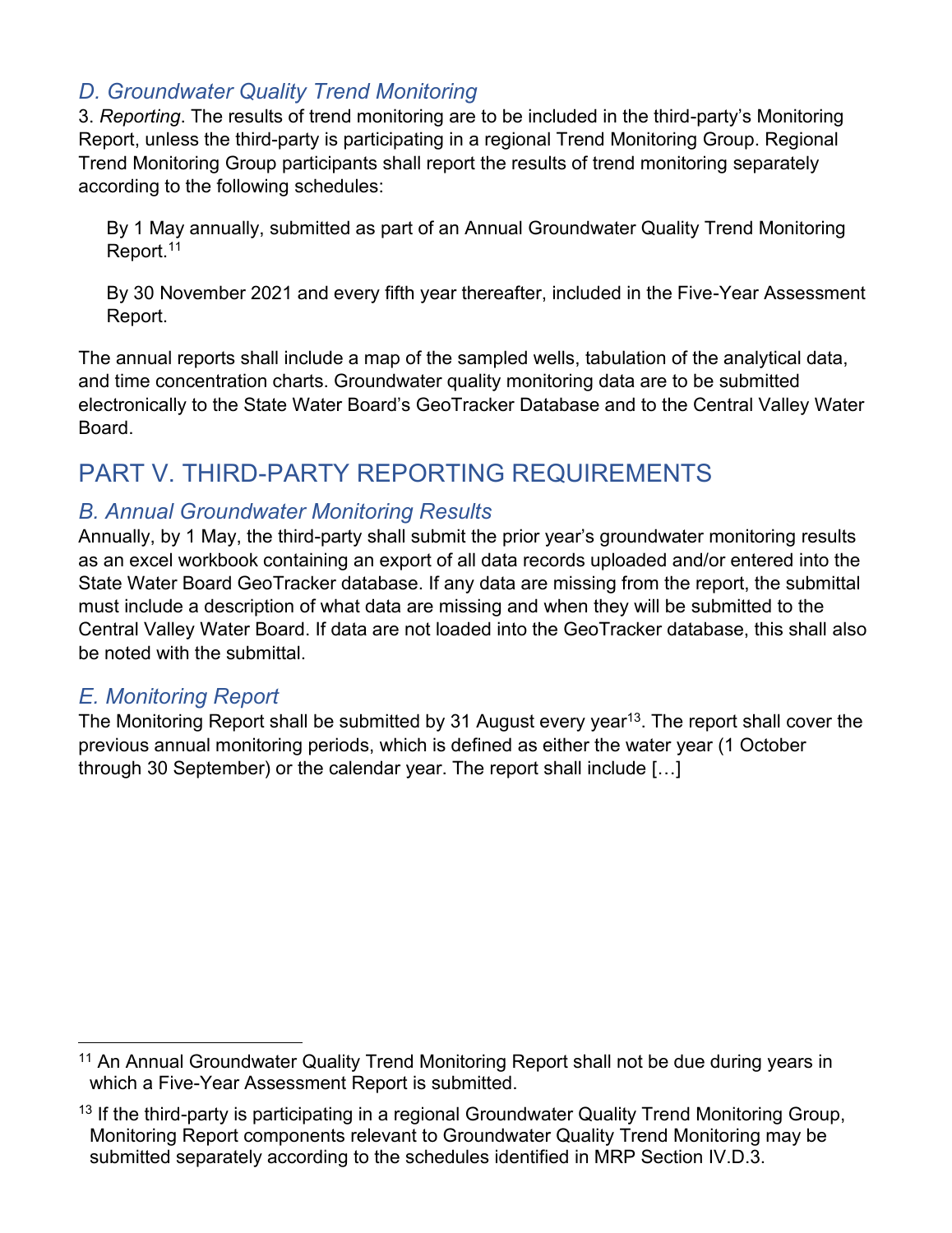### *D. Groundwater Quality Trend Monitoring*

3. *Reporting*. The results of trend monitoring are to be included in the third-party's Monitoring Report, unless the third-party is participating in a regional Trend Monitoring Group. Regional Trend Monitoring Group participants shall report the results of trend monitoring separately according to the following schedules:

> By 1 May annually, submitted as part of an Annual Groundwater Quality Trend Monitoring Report.[11]
>
> By 30 November 2021 and every fifth year thereafter, included in the Five-Year Assessment Report.

The annual reports shall include a map of the sampled wells, tabulation of the analytical data, and time concentration charts. Groundwater quality monitoring data are to be submitted electronically to the State Water Board's GeoTracker Database and to the Central Valley Water Board.

## PART V. THIRD-PARTY REPORTING REQUIREMENTS

### *B. Annual Groundwater Monitoring Results*

Annually, by 1 May, the third-party shall submit the prior year's groundwater monitoring results as an excel workbook containing an export of all data records uploaded and/or entered into the State Water Board GeoTracker database. If any data are missing from the report, the submittal must include a description of what data are missing and when they will be submitted to the Central Valley Water Board. If data are not loaded into the GeoTracker database, this shall also be noted with the submittal.

### *E. Monitoring Report*

The Monitoring Report shall be submitted by 31 August every year[13]. The report shall cover the previous annual monitoring periods, which is defined as either the water year (1 October through 30 September) or the calendar year. The report shall include […]

---

[11] An Annual Groundwater Quality Trend Monitoring Report shall not be due during years in which a Five-Year Assessment Report is submitted.

[13] If the third-party is participating in a regional Groundwater Quality Trend Monitoring Group, Monitoring Report components relevant to Groundwater Quality Trend Monitoring may be submitted separately according to the schedules identified in MRP Section IV.D.3.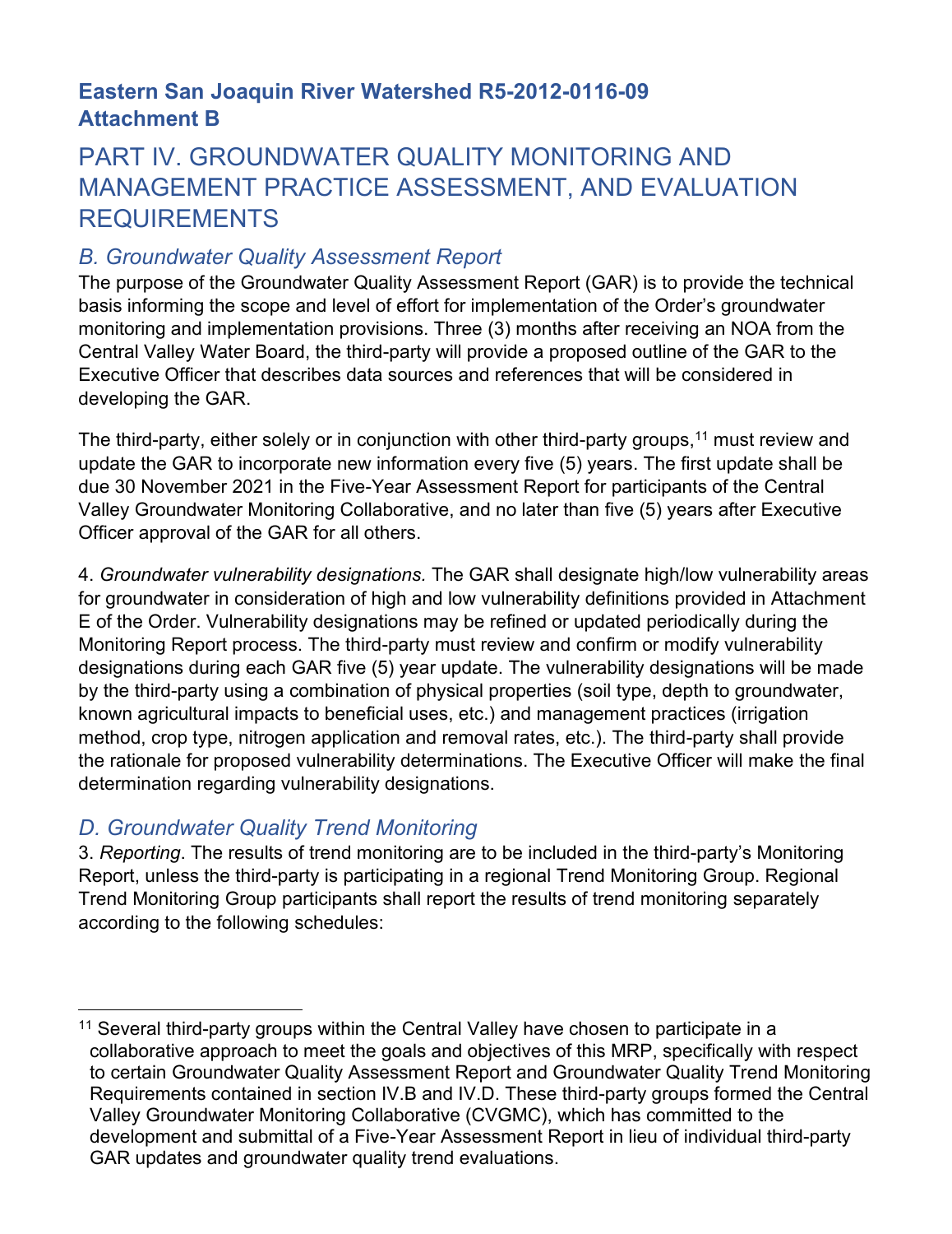# Eastern San Joaquin River Watershed R5-2012-0116-09 Attachment B

## PART IV. GROUNDWATER QUALITY MONITORING AND MANAGEMENT PRACTICE ASSESSMENT, AND EVALUATION REQUIREMENTS

### *B. Groundwater Quality Assessment Report*

The purpose of the Groundwater Quality Assessment Report (GAR) is to provide the technical basis informing the scope and level of effort for implementation of the Order's groundwater monitoring and implementation provisions. Three (3) months after receiving an NOA from the Central Valley Water Board, the third-party will provide a proposed outline of the GAR to the Executive Officer that describes data sources and references that will be considered in developing the GAR.

The third-party, either solely or in conjunction with other third-party groups,[11] must review and update the GAR to incorporate new information every five (5) years. The first update shall be due 30 November 2021 in the Five-Year Assessment Report for participants of the Central Valley Groundwater Monitoring Collaborative, and no later than five (5) years after Executive Officer approval of the GAR for all others.

4. *Groundwater vulnerability designations.* The GAR shall designate high/low vulnerability areas for groundwater in consideration of high and low vulnerability definitions provided in Attachment E of the Order. Vulnerability designations may be refined or updated periodically during the Monitoring Report process. The third-party must review and confirm or modify vulnerability designations during each GAR five (5) year update. The vulnerability designations will be made by the third-party using a combination of physical properties (soil type, depth to groundwater, known agricultural impacts to beneficial uses, etc.) and management practices (irrigation method, crop type, nitrogen application and removal rates, etc.). The third-party shall provide the rationale for proposed vulnerability determinations. The Executive Officer will make the final determination regarding vulnerability designations.

### *D. Groundwater Quality Trend Monitoring*

3. *Reporting*. The results of trend monitoring are to be included in the third-party's Monitoring Report, unless the third-party is participating in a regional Trend Monitoring Group. Regional Trend Monitoring Group participants shall report the results of trend monitoring separately according to the following schedules:

---

[11] Several third-party groups within the Central Valley have chosen to participate in a collaborative approach to meet the goals and objectives of this MRP, specifically with respect to certain Groundwater Quality Assessment Report and Groundwater Quality Trend Monitoring Requirements contained in section IV.B and IV.D. These third-party groups formed the Central Valley Groundwater Monitoring Collaborative (CVGMC), which has committed to the development and submittal of a Five-Year Assessment Report in lieu of individual third-party GAR updates and groundwater quality trend evaluations.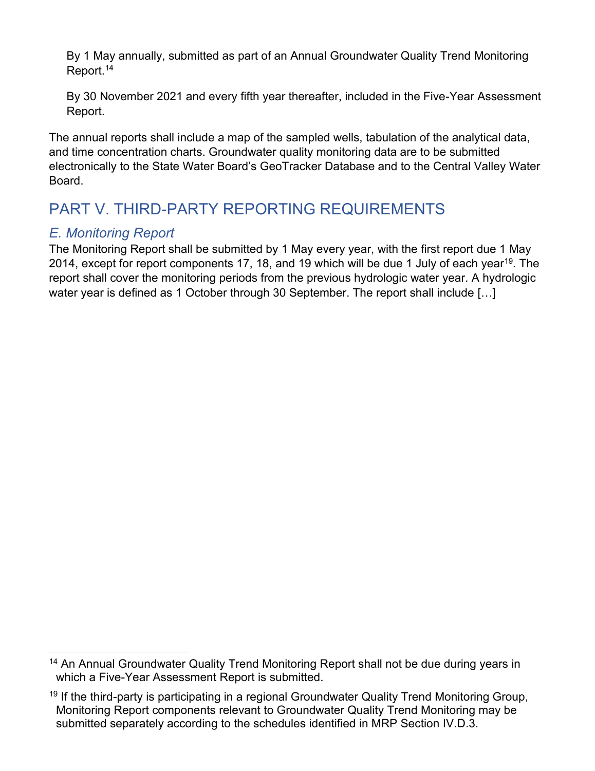By 1 May annually, submitted as part of an Annual Groundwater Quality Trend Monitoring Report.[14]

By 30 November 2021 and every fifth year thereafter, included in the Five-Year Assessment Report.

The annual reports shall include a map of the sampled wells, tabulation of the analytical data, and time concentration charts. Groundwater quality monitoring data are to be submitted electronically to the State Water Board's GeoTracker Database and to the Central Valley Water Board.

## PART V. THIRD-PARTY REPORTING REQUIREMENTS

### *E. Monitoring Report*

The Monitoring Report shall be submitted by 1 May every year, with the first report due 1 May 2014, except for report components 17, 18, and 19 which will be due 1 July of each year[19]. The report shall cover the monitoring periods from the previous hydrologic water year. A hydrologic water year is defined as 1 October through 30 September. The report shall include […]

---

[14] An Annual Groundwater Quality Trend Monitoring Report shall not be due during years in which a Five-Year Assessment Report is submitted.

[19] If the third-party is participating in a regional Groundwater Quality Trend Monitoring Group, Monitoring Report components relevant to Groundwater Quality Trend Monitoring may be submitted separately according to the schedules identified in MRP Section IV.D.3.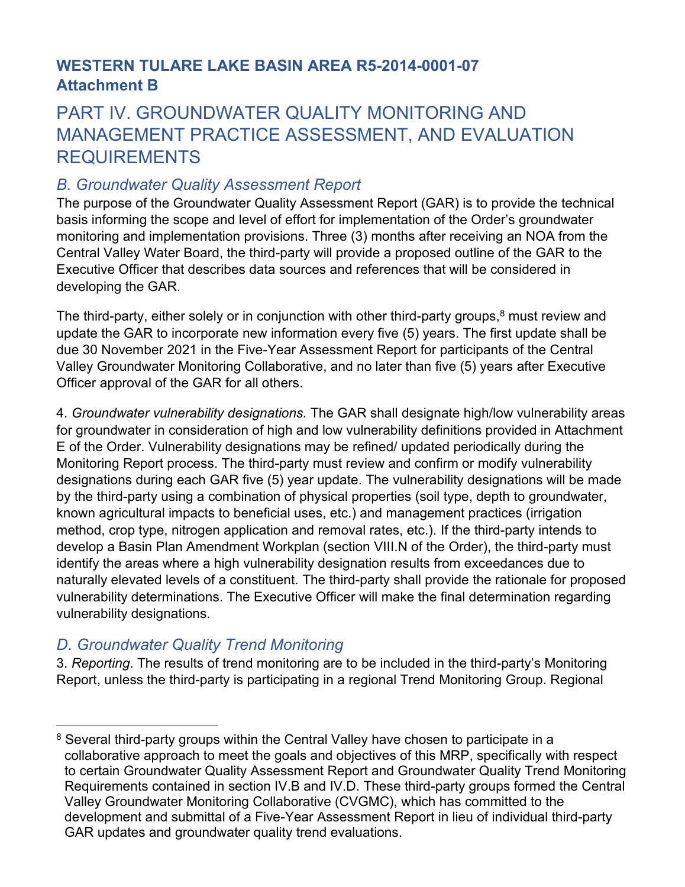**WESTERN TULARE LAKE BASIN AREA R5-2014-0001-07**
**Attachment B**

# PART IV. GROUNDWATER QUALITY MONITORING AND MANAGEMENT PRACTICE ASSESSMENT, AND EVALUATION REQUIREMENTS

## *B. Groundwater Quality Assessment Report*

The purpose of the Groundwater Quality Assessment Report (GAR) is to provide the technical basis informing the scope and level of effort for implementation of the Order's groundwater monitoring and implementation provisions. Three (3) months after receiving an NOA from the Central Valley Water Board, the third-party will provide a proposed outline of the GAR to the Executive Officer that describes data sources and references that will be considered in developing the GAR.

The third-party, either solely or in conjunction with other third-party groups,[8] must review and update the GAR to incorporate new information every five (5) years. The first update shall be due 30 November 2021 in the Five-Year Assessment Report for participants of the Central Valley Groundwater Monitoring Collaborative, and no later than five (5) years after Executive Officer approval of the GAR for all others.

4. *Groundwater vulnerability designations.* The GAR shall designate high/low vulnerability areas for groundwater in consideration of high and low vulnerability definitions provided in Attachment E of the Order. Vulnerability designations may be refined/ updated periodically during the Monitoring Report process. The third-party must review and confirm or modify vulnerability designations during each GAR five (5) year update. The vulnerability designations will be made by the third-party using a combination of physical properties (soil type, depth to groundwater, known agricultural impacts to beneficial uses, etc.) and management practices (irrigation method, crop type, nitrogen application and removal rates, etc.). If the third-party intends to develop a Basin Plan Amendment Workplan (section VIII.N of the Order), the third-party must identify the areas where a high vulnerability designation results from exceedances due to naturally elevated levels of a constituent. The third-party shall provide the rationale for proposed vulnerability determinations. The Executive Officer will make the final determination regarding vulnerability designations.

## *D. Groundwater Quality Trend Monitoring*

3. *Reporting*. The results of trend monitoring are to be included in the third-party's Monitoring Report, unless the third-party is participating in a regional Trend Monitoring Group. Regional

---

[8] Several third-party groups within the Central Valley have chosen to participate in a collaborative approach to meet the goals and objectives of this MRP, specifically with respect to certain Groundwater Quality Assessment Report and Groundwater Quality Trend Monitoring Requirements contained in section IV.B and IV.D. These third-party groups formed the Central Valley Groundwater Monitoring Collaborative (CVGMC), which has committed to the development and submittal of a Five-Year Assessment Report in lieu of individual third-party GAR updates and groundwater quality trend evaluations.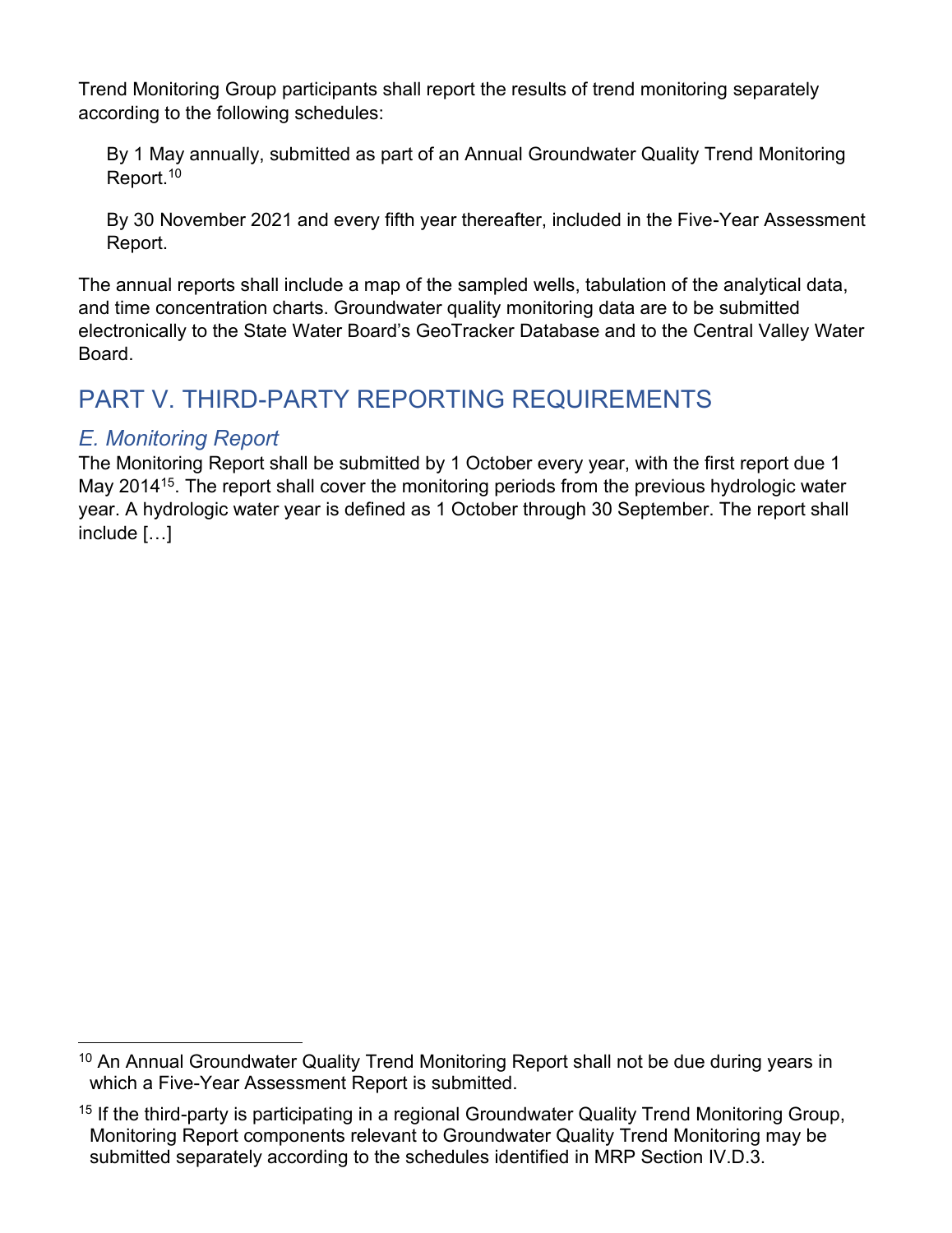Trend Monitoring Group participants shall report the results of trend monitoring separately according to the following schedules:

By 1 May annually, submitted as part of an Annual Groundwater Quality Trend Monitoring Report.[10]

By 30 November 2021 and every fifth year thereafter, included in the Five-Year Assessment Report.

The annual reports shall include a map of the sampled wells, tabulation of the analytical data, and time concentration charts. Groundwater quality monitoring data are to be submitted electronically to the State Water Board's GeoTracker Database and to the Central Valley Water Board.

## PART V. THIRD-PARTY REPORTING REQUIREMENTS

### *E. Monitoring Report*

The Monitoring Report shall be submitted by 1 October every year, with the first report due 1 May 2014[15]. The report shall cover the monitoring periods from the previous hydrologic water year. A hydrologic water year is defined as 1 October through 30 September. The report shall include […]

---

[10] An Annual Groundwater Quality Trend Monitoring Report shall not be due during years in which a Five-Year Assessment Report is submitted.

[15] If the third-party is participating in a regional Groundwater Quality Trend Monitoring Group, Monitoring Report components relevant to Groundwater Quality Trend Monitoring may be submitted separately according to the schedules identified in MRP Section IV.D.3.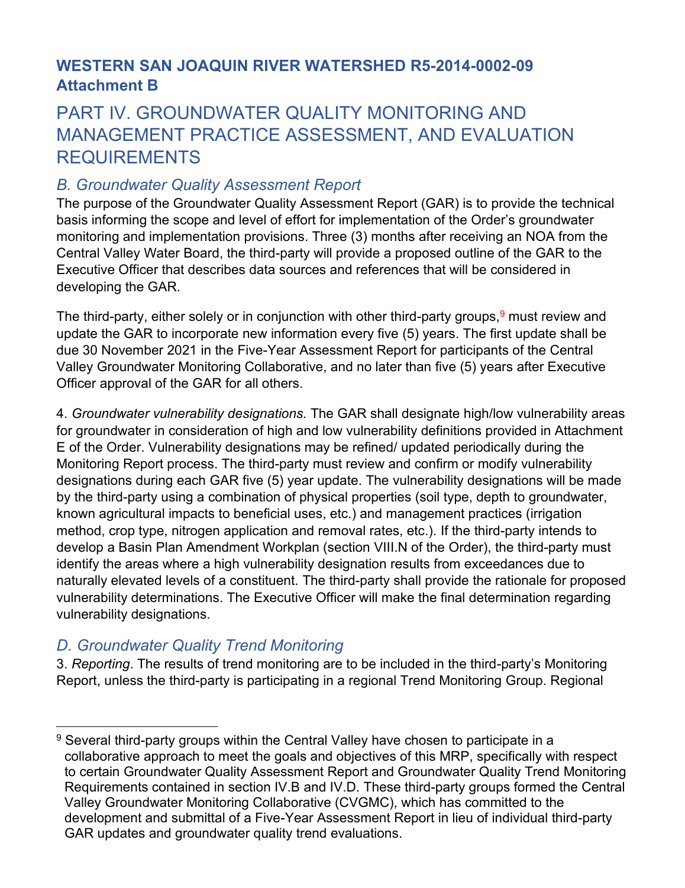**WESTERN SAN JOAQUIN RIVER WATERSHED R5-2014-0002-09**
**Attachment B**

# PART IV. GROUNDWATER QUALITY MONITORING AND MANAGEMENT PRACTICE ASSESSMENT, AND EVALUATION REQUIREMENTS

## *B. Groundwater Quality Assessment Report*

The purpose of the Groundwater Quality Assessment Report (GAR) is to provide the technical basis informing the scope and level of effort for implementation of the Order's groundwater monitoring and implementation provisions. Three (3) months after receiving an NOA from the Central Valley Water Board, the third-party will provide a proposed outline of the GAR to the Executive Officer that describes data sources and references that will be considered in developing the GAR.

The third-party, either solely or in conjunction with other third-party groups,[9] must review and update the GAR to incorporate new information every five (5) years. The first update shall be due 30 November 2021 in the Five-Year Assessment Report for participants of the Central Valley Groundwater Monitoring Collaborative, and no later than five (5) years after Executive Officer approval of the GAR for all others.

4. *Groundwater vulnerability designations.* The GAR shall designate high/low vulnerability areas for groundwater in consideration of high and low vulnerability definitions provided in Attachment E of the Order. Vulnerability designations may be refined/ updated periodically during the Monitoring Report process. The third-party must review and confirm or modify vulnerability designations during each GAR five (5) year update. The vulnerability designations will be made by the third-party using a combination of physical properties (soil type, depth to groundwater, known agricultural impacts to beneficial uses, etc.) and management practices (irrigation method, crop type, nitrogen application and removal rates, etc.). If the third-party intends to develop a Basin Plan Amendment Workplan (section VIII.N of the Order), the third-party must identify the areas where a high vulnerability designation results from exceedances due to naturally elevated levels of a constituent. The third-party shall provide the rationale for proposed vulnerability determinations. The Executive Officer will make the final determination regarding vulnerability designations.

## *D. Groundwater Quality Trend Monitoring*

3. *Reporting*. The results of trend monitoring are to be included in the third-party's Monitoring Report, unless the third-party is participating in a regional Trend Monitoring Group. Regional

---

[9] Several third-party groups within the Central Valley have chosen to participate in a collaborative approach to meet the goals and objectives of this MRP, specifically with respect to certain Groundwater Quality Assessment Report and Groundwater Quality Trend Monitoring Requirements contained in section IV.B and IV.D. These third-party groups formed the Central Valley Groundwater Monitoring Collaborative (CVGMC), which has committed to the development and submittal of a Five-Year Assessment Report in lieu of individual third-party GAR updates and groundwater quality trend evaluations.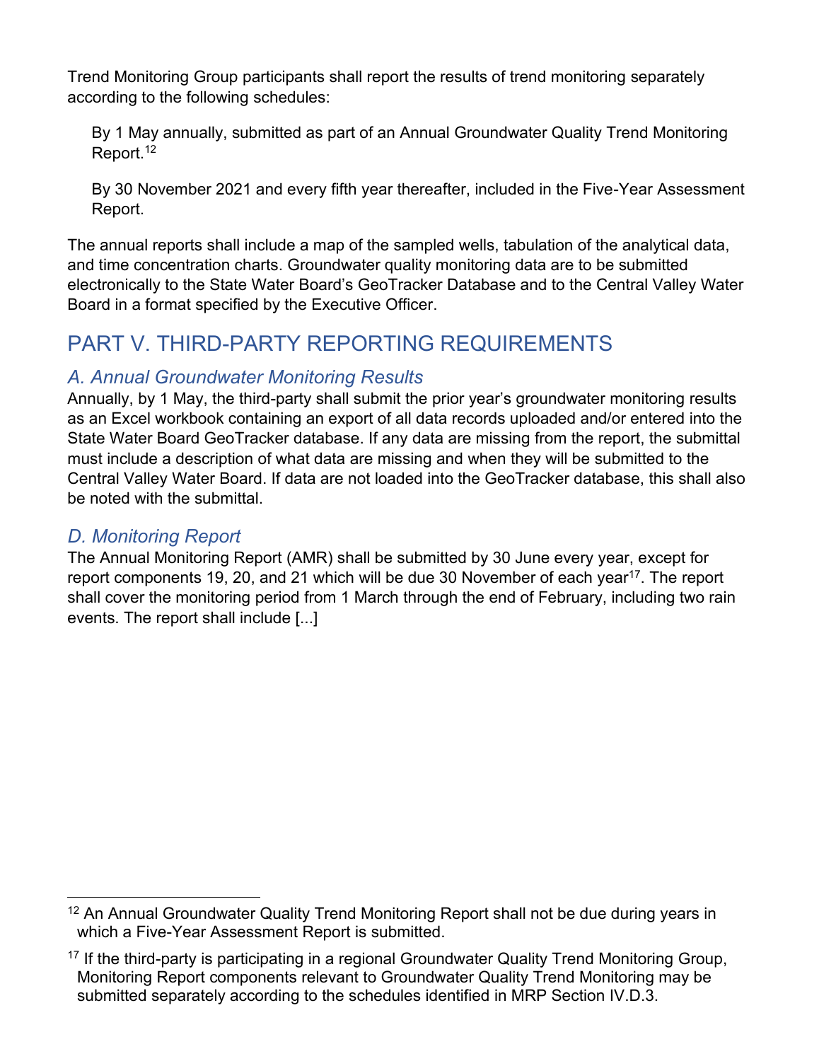Trend Monitoring Group participants shall report the results of trend monitoring separately according to the following schedules:

By 1 May annually, submitted as part of an Annual Groundwater Quality Trend Monitoring Report.[12]

By 30 November 2021 and every fifth year thereafter, included in the Five-Year Assessment Report.

The annual reports shall include a map of the sampled wells, tabulation of the analytical data, and time concentration charts. Groundwater quality monitoring data are to be submitted electronically to the State Water Board's GeoTracker Database and to the Central Valley Water Board in a format specified by the Executive Officer.

## PART V. THIRD-PARTY REPORTING REQUIREMENTS

### *A. Annual Groundwater Monitoring Results*

Annually, by 1 May, the third-party shall submit the prior year's groundwater monitoring results as an Excel workbook containing an export of all data records uploaded and/or entered into the State Water Board GeoTracker database. If any data are missing from the report, the submittal must include a description of what data are missing and when they will be submitted to the Central Valley Water Board. If data are not loaded into the GeoTracker database, this shall also be noted with the submittal.

### *D. Monitoring Report*

The Annual Monitoring Report (AMR) shall be submitted by 30 June every year, except for report components 19, 20, and 21 which will be due 30 November of each year[17]. The report shall cover the monitoring period from 1 March through the end of February, including two rain events. The report shall include [...]

---

[12] An Annual Groundwater Quality Trend Monitoring Report shall not be due during years in which a Five-Year Assessment Report is submitted.

[17] If the third-party is participating in a regional Groundwater Quality Trend Monitoring Group, Monitoring Report components relevant to Groundwater Quality Trend Monitoring may be submitted separately according to the schedules identified in MRP Section IV.D.3.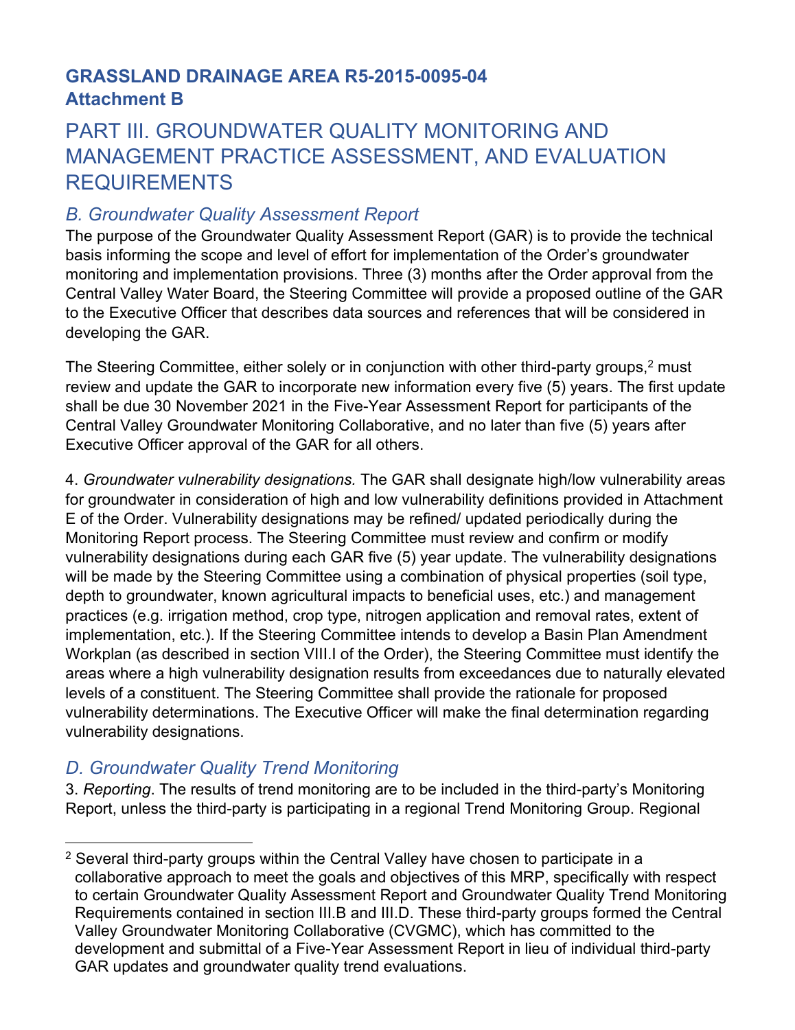**GRASSLAND DRAINAGE AREA R5-2015-0095-04**
**Attachment B**

# PART III. GROUNDWATER QUALITY MONITORING AND MANAGEMENT PRACTICE ASSESSMENT, AND EVALUATION REQUIREMENTS

## *B. Groundwater Quality Assessment Report*

The purpose of the Groundwater Quality Assessment Report (GAR) is to provide the technical basis informing the scope and level of effort for implementation of the Order's groundwater monitoring and implementation provisions. Three (3) months after the Order approval from the Central Valley Water Board, the Steering Committee will provide a proposed outline of the GAR to the Executive Officer that describes data sources and references that will be considered in developing the GAR.

The Steering Committee, either solely or in conjunction with other third-party groups,[2] must review and update the GAR to incorporate new information every five (5) years. The first update shall be due 30 November 2021 in the Five-Year Assessment Report for participants of the Central Valley Groundwater Monitoring Collaborative, and no later than five (5) years after Executive Officer approval of the GAR for all others.

4. *Groundwater vulnerability designations.* The GAR shall designate high/low vulnerability areas for groundwater in consideration of high and low vulnerability definitions provided in Attachment E of the Order. Vulnerability designations may be refined/ updated periodically during the Monitoring Report process. The Steering Committee must review and confirm or modify vulnerability designations during each GAR five (5) year update. The vulnerability designations will be made by the Steering Committee using a combination of physical properties (soil type, depth to groundwater, known agricultural impacts to beneficial uses, etc.) and management practices (e.g. irrigation method, crop type, nitrogen application and removal rates, extent of implementation, etc.). If the Steering Committee intends to develop a Basin Plan Amendment Workplan (as described in section VIII.I of the Order), the Steering Committee must identify the areas where a high vulnerability designation results from exceedances due to naturally elevated levels of a constituent. The Steering Committee shall provide the rationale for proposed vulnerability determinations. The Executive Officer will make the final determination regarding vulnerability designations.

## *D. Groundwater Quality Trend Monitoring*

3. *Reporting*. The results of trend monitoring are to be included in the third-party's Monitoring Report, unless the third-party is participating in a regional Trend Monitoring Group. Regional

---

[2] Several third-party groups within the Central Valley have chosen to participate in a collaborative approach to meet the goals and objectives of this MRP, specifically with respect to certain Groundwater Quality Assessment Report and Groundwater Quality Trend Monitoring Requirements contained in section III.B and III.D. These third-party groups formed the Central Valley Groundwater Monitoring Collaborative (CVGMC), which has committed to the development and submittal of a Five-Year Assessment Report in lieu of individual third-party GAR updates and groundwater quality trend evaluations.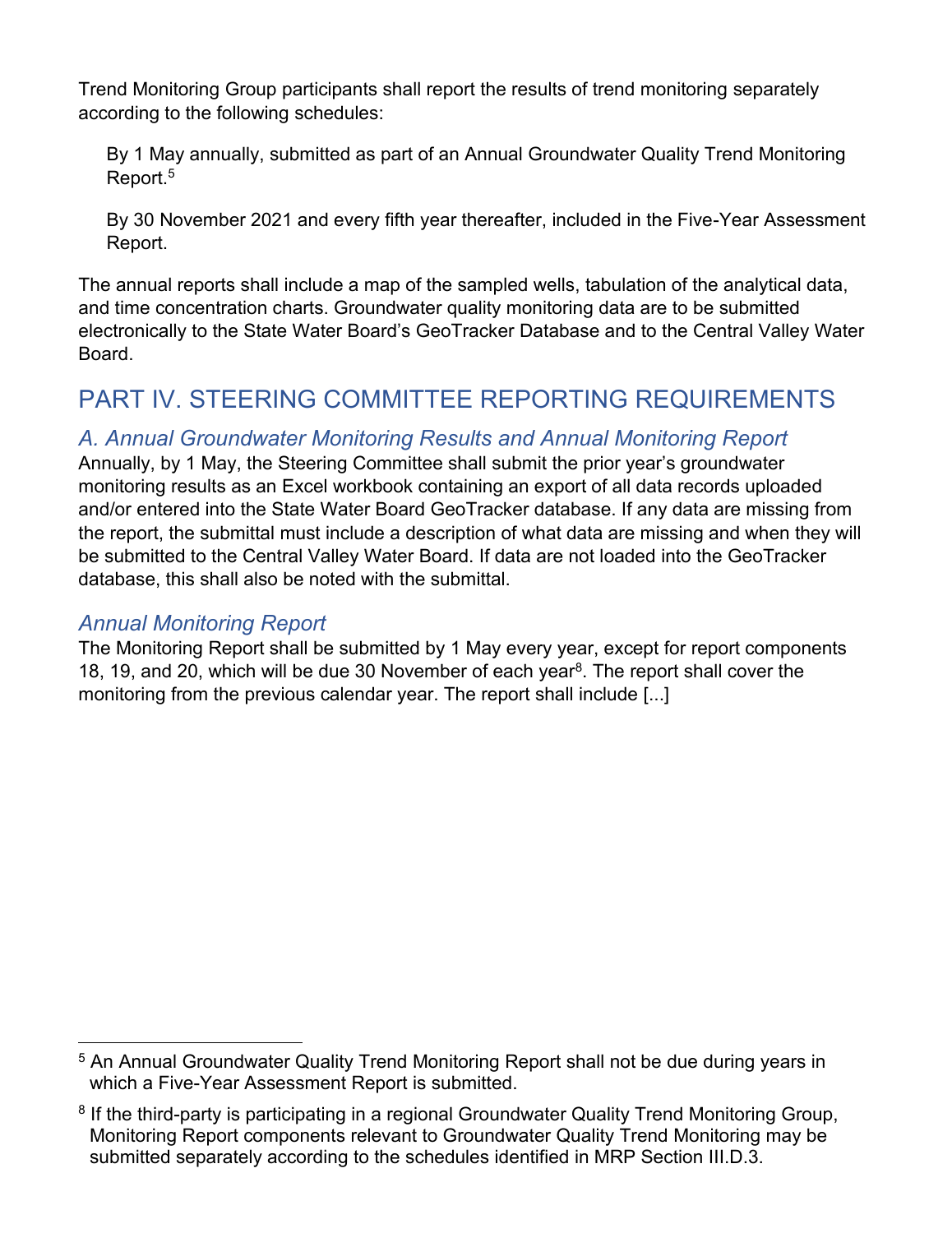Trend Monitoring Group participants shall report the results of trend monitoring separately according to the following schedules:

> By 1 May annually, submitted as part of an Annual Groundwater Quality Trend Monitoring Report.[5]
>
> By 30 November 2021 and every fifth year thereafter, included in the Five-Year Assessment Report.

The annual reports shall include a map of the sampled wells, tabulation of the analytical data, and time concentration charts. Groundwater quality monitoring data are to be submitted electronically to the State Water Board's GeoTracker Database and to the Central Valley Water Board.

## PART IV. STEERING COMMITTEE REPORTING REQUIREMENTS

### *A. Annual Groundwater Monitoring Results and Annual Monitoring Report*

Annually, by 1 May, the Steering Committee shall submit the prior year's groundwater monitoring results as an Excel workbook containing an export of all data records uploaded and/or entered into the State Water Board GeoTracker database. If any data are missing from the report, the submittal must include a description of what data are missing and when they will be submitted to the Central Valley Water Board. If data are not loaded into the GeoTracker database, this shall also be noted with the submittal.

### *Annual Monitoring Report*

The Monitoring Report shall be submitted by 1 May every year, except for report components 18, 19, and 20, which will be due 30 November of each year[8]. The report shall cover the monitoring from the previous calendar year. The report shall include [...]

---

[5] An Annual Groundwater Quality Trend Monitoring Report shall not be due during years in which a Five-Year Assessment Report is submitted.

[8] If the third-party is participating in a regional Groundwater Quality Trend Monitoring Group, Monitoring Report components relevant to Groundwater Quality Trend Monitoring may be submitted separately according to the schedules identified in MRP Section III.D.3.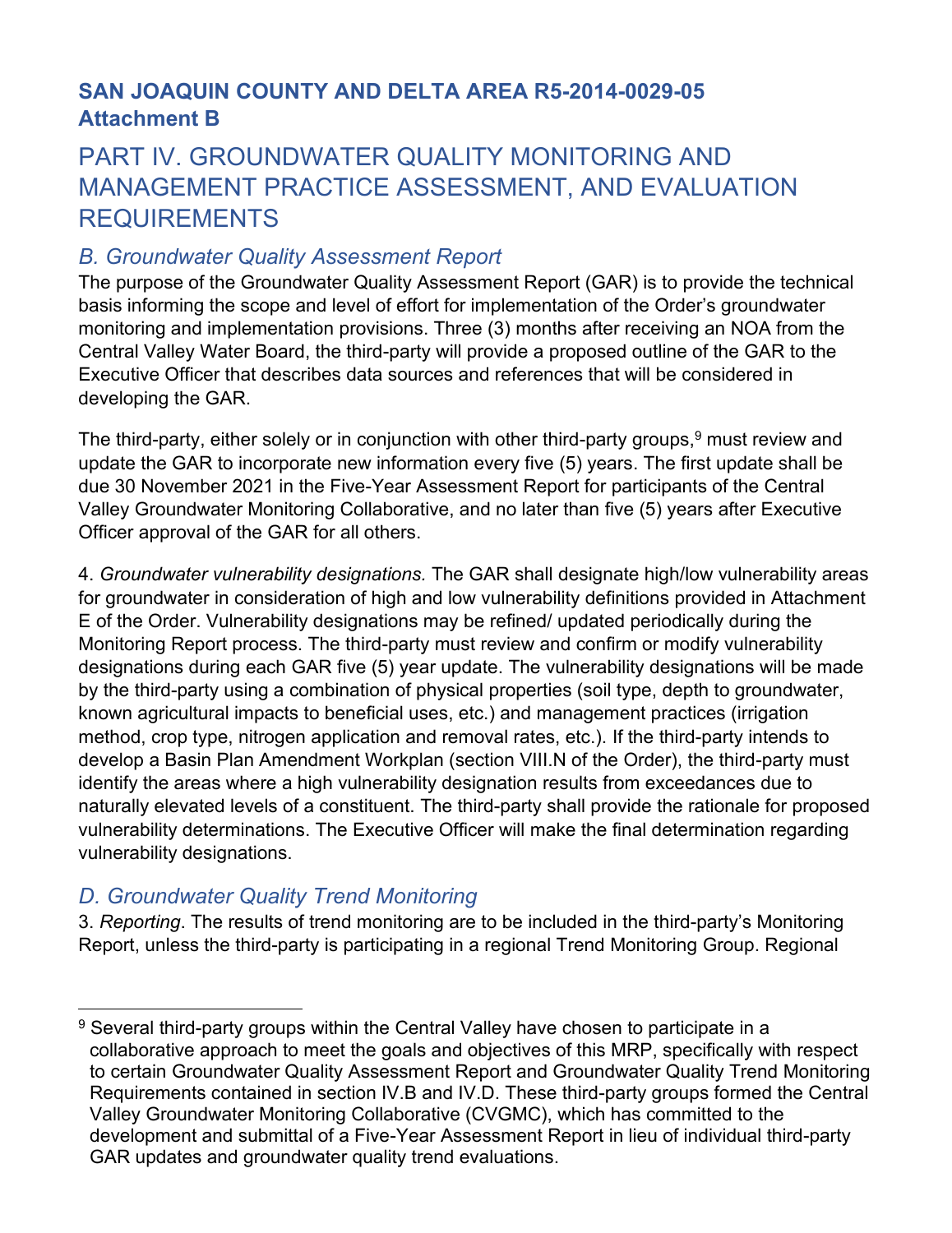# SAN JOAQUIN COUNTY AND DELTA AREA R5-2014-0029-05
## Attachment B

## PART IV. GROUNDWATER QUALITY MONITORING AND MANAGEMENT PRACTICE ASSESSMENT, AND EVALUATION REQUIREMENTS

### *B. Groundwater Quality Assessment Report*

The purpose of the Groundwater Quality Assessment Report (GAR) is to provide the technical basis informing the scope and level of effort for implementation of the Order's groundwater monitoring and implementation provisions. Three (3) months after receiving an NOA from the Central Valley Water Board, the third-party will provide a proposed outline of the GAR to the Executive Officer that describes data sources and references that will be considered in developing the GAR.

The third-party, either solely or in conjunction with other third-party groups,[9] must review and update the GAR to incorporate new information every five (5) years. The first update shall be due 30 November 2021 in the Five-Year Assessment Report for participants of the Central Valley Groundwater Monitoring Collaborative, and no later than five (5) years after Executive Officer approval of the GAR for all others.

4. *Groundwater vulnerability designations.* The GAR shall designate high/low vulnerability areas for groundwater in consideration of high and low vulnerability definitions provided in Attachment E of the Order. Vulnerability designations may be refined/ updated periodically during the Monitoring Report process. The third-party must review and confirm or modify vulnerability designations during each GAR five (5) year update. The vulnerability designations will be made by the third-party using a combination of physical properties (soil type, depth to groundwater, known agricultural impacts to beneficial uses, etc.) and management practices (irrigation method, crop type, nitrogen application and removal rates, etc.). If the third-party intends to develop a Basin Plan Amendment Workplan (section VIII.N of the Order), the third-party must identify the areas where a high vulnerability designation results from exceedances due to naturally elevated levels of a constituent. The third-party shall provide the rationale for proposed vulnerability determinations. The Executive Officer will make the final determination regarding vulnerability designations.

### *D. Groundwater Quality Trend Monitoring*

3. *Reporting*. The results of trend monitoring are to be included in the third-party's Monitoring Report, unless the third-party is participating in a regional Trend Monitoring Group. Regional

---

[9] Several third-party groups within the Central Valley have chosen to participate in a collaborative approach to meet the goals and objectives of this MRP, specifically with respect to certain Groundwater Quality Assessment Report and Groundwater Quality Trend Monitoring Requirements contained in section IV.B and IV.D. These third-party groups formed the Central Valley Groundwater Monitoring Collaborative (CVGMC), which has committed to the development and submittal of a Five-Year Assessment Report in lieu of individual third-party GAR updates and groundwater quality trend evaluations.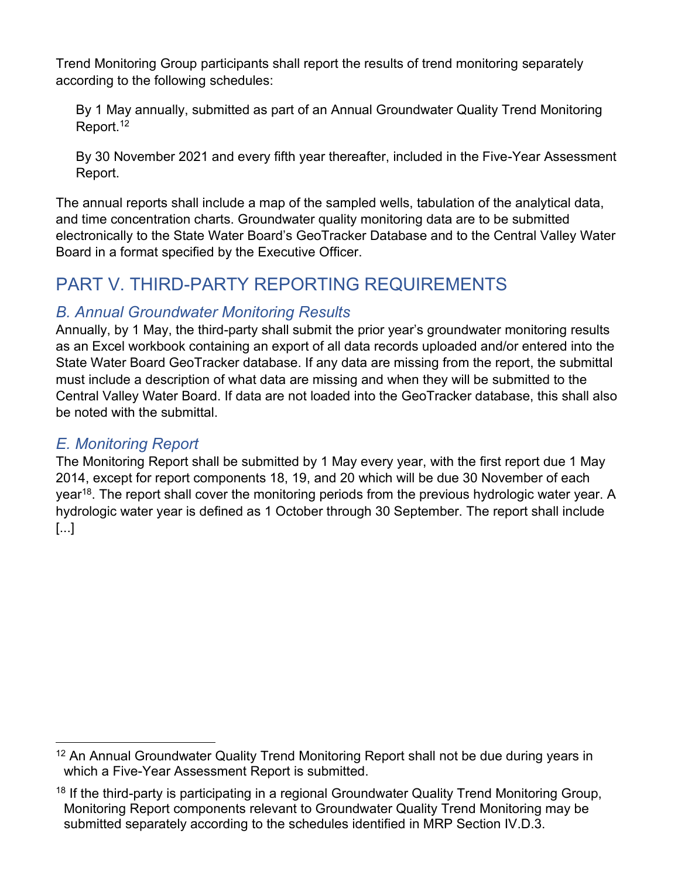Trend Monitoring Group participants shall report the results of trend monitoring separately according to the following schedules:

By 1 May annually, submitted as part of an Annual Groundwater Quality Trend Monitoring Report.[12]

By 30 November 2021 and every fifth year thereafter, included in the Five-Year Assessment Report.

The annual reports shall include a map of the sampled wells, tabulation of the analytical data, and time concentration charts. Groundwater quality monitoring data are to be submitted electronically to the State Water Board's GeoTracker Database and to the Central Valley Water Board in a format specified by the Executive Officer.

## PART V. THIRD-PARTY REPORTING REQUIREMENTS

### *B. Annual Groundwater Monitoring Results*

Annually, by 1 May, the third-party shall submit the prior year's groundwater monitoring results as an Excel workbook containing an export of all data records uploaded and/or entered into the State Water Board GeoTracker database. If any data are missing from the report, the submittal must include a description of what data are missing and when they will be submitted to the Central Valley Water Board. If data are not loaded into the GeoTracker database, this shall also be noted with the submittal.

### *E. Monitoring Report*

The Monitoring Report shall be submitted by 1 May every year, with the first report due 1 May 2014, except for report components 18, 19, and 20 which will be due 30 November of each year[18]. The report shall cover the monitoring periods from the previous hydrologic water year. A hydrologic water year is defined as 1 October through 30 September. The report shall include [...]

---

[12] An Annual Groundwater Quality Trend Monitoring Report shall not be due during years in which a Five-Year Assessment Report is submitted.

[18] If the third-party is participating in a regional Groundwater Quality Trend Monitoring Group, Monitoring Report components relevant to Groundwater Quality Trend Monitoring may be submitted separately according to the schedules identified in MRP Section IV.D.3.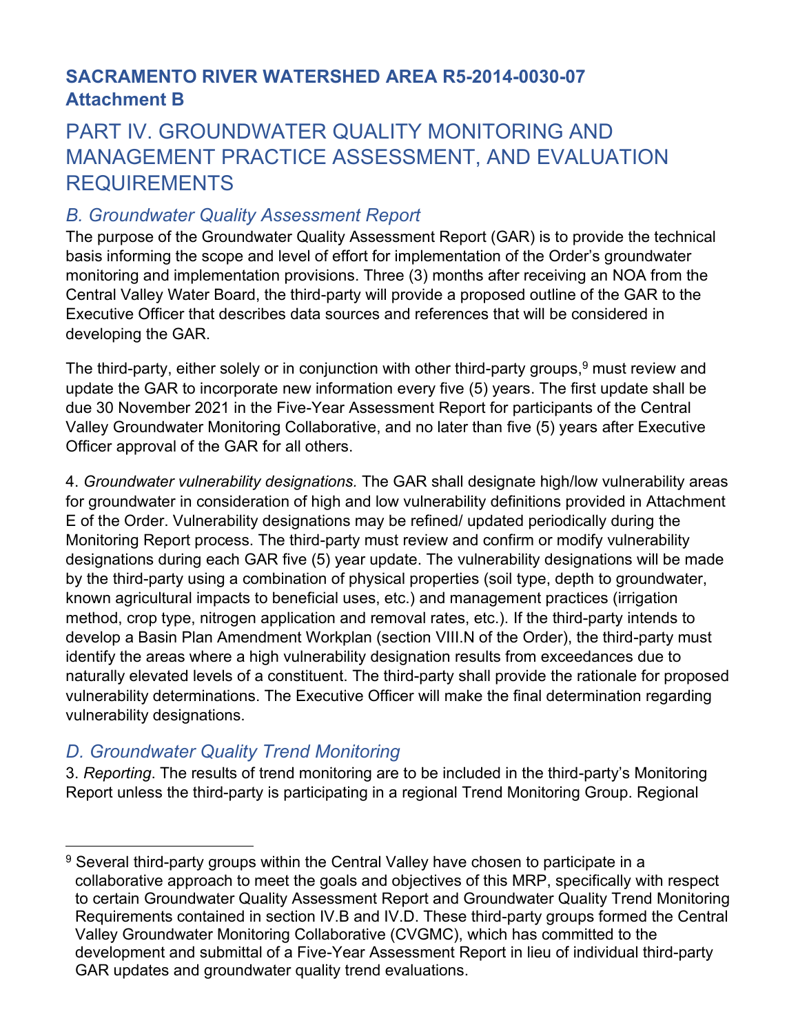**SACRAMENTO RIVER WATERSHED AREA R5-2014-0030-07**
**Attachment B**

# PART IV. GROUNDWATER QUALITY MONITORING AND MANAGEMENT PRACTICE ASSESSMENT, AND EVALUATION REQUIREMENTS

## *B. Groundwater Quality Assessment Report*

The purpose of the Groundwater Quality Assessment Report (GAR) is to provide the technical basis informing the scope and level of effort for implementation of the Order's groundwater monitoring and implementation provisions. Three (3) months after receiving an NOA from the Central Valley Water Board, the third-party will provide a proposed outline of the GAR to the Executive Officer that describes data sources and references that will be considered in developing the GAR.

The third-party, either solely or in conjunction with other third-party groups,[9] must review and update the GAR to incorporate new information every five (5) years. The first update shall be due 30 November 2021 in the Five-Year Assessment Report for participants of the Central Valley Groundwater Monitoring Collaborative, and no later than five (5) years after Executive Officer approval of the GAR for all others.

4. *Groundwater vulnerability designations.* The GAR shall designate high/low vulnerability areas for groundwater in consideration of high and low vulnerability definitions provided in Attachment E of the Order. Vulnerability designations may be refined/ updated periodically during the Monitoring Report process. The third-party must review and confirm or modify vulnerability designations during each GAR five (5) year update. The vulnerability designations will be made by the third-party using a combination of physical properties (soil type, depth to groundwater, known agricultural impacts to beneficial uses, etc.) and management practices (irrigation method, crop type, nitrogen application and removal rates, etc.). If the third-party intends to develop a Basin Plan Amendment Workplan (section VIII.N of the Order), the third-party must identify the areas where a high vulnerability designation results from exceedances due to naturally elevated levels of a constituent. The third-party shall provide the rationale for proposed vulnerability determinations. The Executive Officer will make the final determination regarding vulnerability designations.

## *D. Groundwater Quality Trend Monitoring*

3. *Reporting*. The results of trend monitoring are to be included in the third-party's Monitoring Report unless the third-party is participating in a regional Trend Monitoring Group. Regional

---

[9] Several third-party groups within the Central Valley have chosen to participate in a collaborative approach to meet the goals and objectives of this MRP, specifically with respect to certain Groundwater Quality Assessment Report and Groundwater Quality Trend Monitoring Requirements contained in section IV.B and IV.D. These third-party groups formed the Central Valley Groundwater Monitoring Collaborative (CVGMC), which has committed to the development and submittal of a Five-Year Assessment Report in lieu of individual third-party GAR updates and groundwater quality trend evaluations.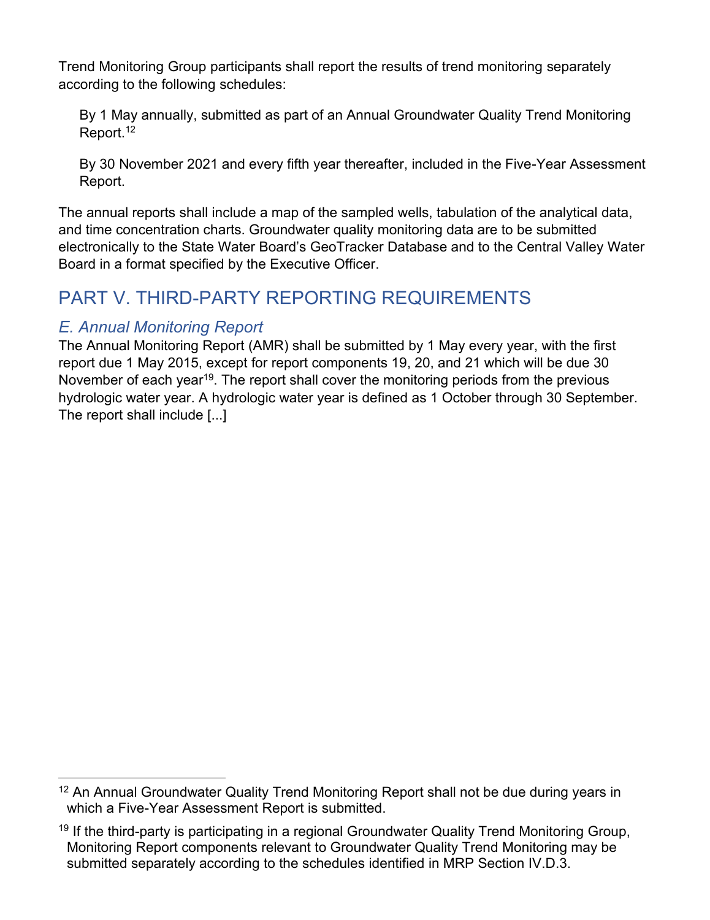Trend Monitoring Group participants shall report the results of trend monitoring separately according to the following schedules:

By 1 May annually, submitted as part of an Annual Groundwater Quality Trend Monitoring Report.[12]

By 30 November 2021 and every fifth year thereafter, included in the Five-Year Assessment Report.

The annual reports shall include a map of the sampled wells, tabulation of the analytical data, and time concentration charts. Groundwater quality monitoring data are to be submitted electronically to the State Water Board's GeoTracker Database and to the Central Valley Water Board in a format specified by the Executive Officer.

## PART V. THIRD-PARTY REPORTING REQUIREMENTS

### *E. Annual Monitoring Report*

The Annual Monitoring Report (AMR) shall be submitted by 1 May every year, with the first report due 1 May 2015, except for report components 19, 20, and 21 which will be due 30 November of each year[19]. The report shall cover the monitoring periods from the previous hydrologic water year. A hydrologic water year is defined as 1 October through 30 September. The report shall include [...]

---

[12] An Annual Groundwater Quality Trend Monitoring Report shall not be due during years in which a Five-Year Assessment Report is submitted.

[19] If the third-party is participating in a regional Groundwater Quality Trend Monitoring Group, Monitoring Report components relevant to Groundwater Quality Trend Monitoring may be submitted separately according to the schedules identified in MRP Section IV.D.3.